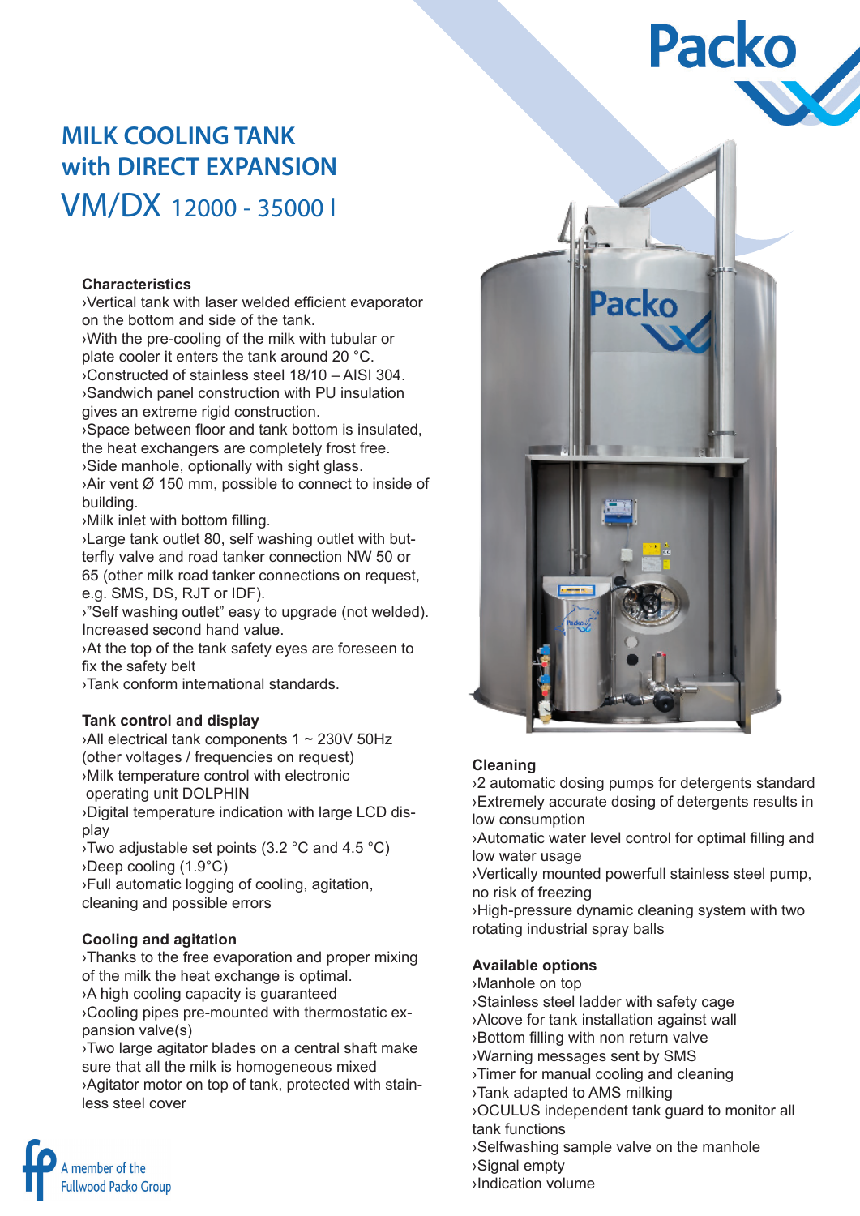# MILK COOLING TANK with DIRECT EXPANSION

## VM/DX 12000 - 35000 l

### Characteristics

›Vertical tank with laser welded efficient evaporator on the bottom and side of the tank.
›With the pre-cooling of the milk with tubular or plate cooler it enters the tank around 20 °C.
›Constructed of stainless steel 18/10 – AISI 304.
›Sandwich panel construction with PU insulation gives an extreme rigid construction.
›Space between floor and tank bottom is insulated, the heat exchangers are completely frost free.
›Side manhole, optionally with sight glass.
›Air vent Ø 150 mm, possible to connect to inside of building.
›Milk inlet with bottom filling.
›Large tank outlet 80, self washing outlet with butterfly valve and road tanker connection NW 50 or 65 (other milk road tanker connections on request, e.g. SMS, DS, RJT or IDF).
›"Self washing outlet" easy to upgrade (not welded). Increased second hand value.
›At the top of the tank safety eyes are foreseen to fix the safety belt
›Tank conform international standards.

### Tank control and display

›All electrical tank components 1 ~ 230V 50Hz (other voltages / frequencies on request)
›Milk temperature control with electronic operating unit DOLPHIN
›Digital temperature indication with large LCD display
›Two adjustable set points (3.2 °C and 4.5 °C)
›Deep cooling (1.9°C)
›Full automatic logging of cooling, agitation, cleaning and possible errors

### Cooling and agitation

›Thanks to the free evaporation and proper mixing of the milk the heat exchange is optimal.
›A high cooling capacity is guaranteed
›Cooling pipes pre-mounted with thermostatic expansion valve(s)
›Two large agitator blades on a central shaft make sure that all the milk is homogeneous mixed
›Agitator motor on top of tank, protected with stainless steel cover

### Cleaning

›2 automatic dosing pumps for detergents standard
›Extremely accurate dosing of detergents results in low consumption
›Automatic water level control for optimal filling and low water usage
›Vertically mounted powerfull stainless steel pump, no risk of freezing
›High-pressure dynamic cleaning system with two rotating industrial spray balls

### Available options

›Manhole on top
›Stainless steel ladder with safety cage
›Alcove for tank installation against wall
›Bottom filling with non return valve
›Warning messages sent by SMS
›Timer for manual cooling and cleaning
›Tank adapted to AMS milking
›OCULUS independent tank guard to monitor all tank functions
›Selfwashing sample valve on the manhole
›Signal empty
›Indication volume

A member of the Fullwood Packo Group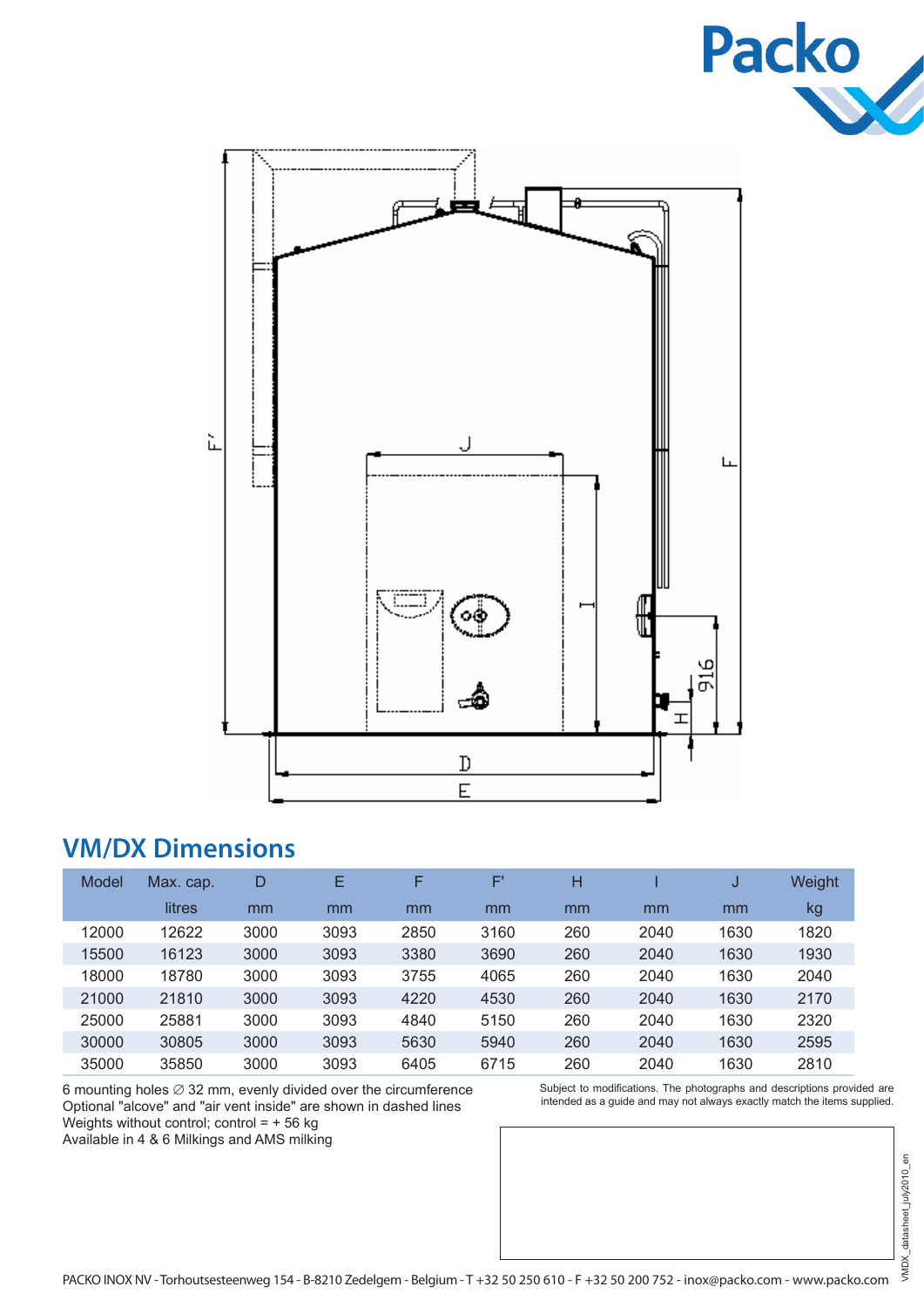Packo

F'

J

I

F

916

H

D

E

## VM/DX Dimensions

| Model | Max. cap. | D | E | F | F' | H | I | J | Weight |
|---|---|---|---|---|---|---|---|---|---|
| | litres | mm | mm | mm | mm | mm | mm | mm | kg |
| 12000 | 12622 | 3000 | 3093 | 2850 | 3160 | 260 | 2040 | 1630 | 1820 |
| 15500 | 16123 | 3000 | 3093 | 3380 | 3690 | 260 | 2040 | 1630 | 1930 |
| 18000 | 18780 | 3000 | 3093 | 3755 | 4065 | 260 | 2040 | 1630 | 2040 |
| 21000 | 21810 | 3000 | 3093 | 4220 | 4530 | 260 | 2040 | 1630 | 2170 |
| 25000 | 25881 | 3000 | 3093 | 4840 | 5150 | 260 | 2040 | 1630 | 2320 |
| 30000 | 30805 | 3000 | 3093 | 5630 | 5940 | 260 | 2040 | 1630 | 2595 |
| 35000 | 35850 | 3000 | 3093 | 6405 | 6715 | 260 | 2040 | 1630 | 2810 |

6 mounting holes ∅ 32 mm, evenly divided over the circumference
Optional "alcove" and "air vent inside" are shown in dashed lines
Weights without control; control = + 56 kg
Available in 4 & 6 Milkings and AMS milking

Subject to modifications. The photographs and descriptions provided are intended as a guide and may not always exactly match the items supplied.

VMDX_datasheet_july2010_en

PACKO INOX NV - Torhoutsesteenweg 154 - B-8210 Zedelgem - Belgium - T +32 50 250 610 - F +32 50 200 752 - inox@packo.com - www.packo.com